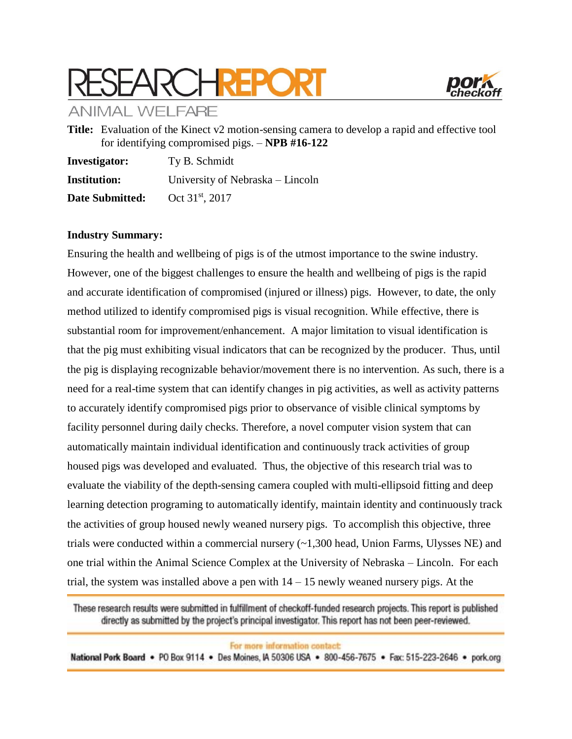# RESEARCH REPORT

ANIMAL WELFARE

**Title:** Evaluation of the Kinect v2 motion-sensing camera to develop a rapid and effective tool for identifying compromised pigs. – **NPB #16-122**

**Investigator:** Ty B. Schmidt

**Institution:** University of Nebraska – Lincoln

**Date Submitted:** Oct 31st, 2017

**Industry Summary:**

Ensuring the health and wellbeing of pigs is of the utmost importance to the swine industry. However, one of the biggest challenges to ensure the health and wellbeing of pigs is the rapid and accurate identification of compromised (injured or illness) pigs. However, to date, the only method utilized to identify compromised pigs is visual recognition. While effective, there is substantial room for improvement/enhancement. A major limitation to visual identification is that the pig must exhibiting visual indicators that can be recognized by the producer. Thus, until the pig is displaying recognizable behavior/movement there is no intervention. As such, there is a need for a real-time system that can identify changes in pig activities, as well as activity patterns to accurately identify compromised pigs prior to observance of visible clinical symptoms by facility personnel during daily checks. Therefore, a novel computer vision system that can automatically maintain individual identification and continuously track activities of group housed pigs was developed and evaluated. Thus, the objective of this research trial was to evaluate the viability of the depth-sensing camera coupled with multi-ellipsoid fitting and deep learning detection programing to automatically identify, maintain identity and continuously track the activities of group housed newly weaned nursery pigs. To accomplish this objective, three trials were conducted within a commercial nursery (~1,300 head, Union Farms, Ulysses NE) and one trial within the Animal Science Complex at the University of Nebraska – Lincoln. For each trial, the system was installed above a pen with 14 – 15 newly weaned nursery pigs. At the

These research results were submitted in fulfillment of checkoff-funded research projects. This report is published directly as submitted by the project's principal investigator. This report has not been peer-reviewed.

For more information contact:
National Pork Board • PO Box 9114 • Des Moines, IA 50306 USA • 800-456-7675 • Fax: 515-223-2646 • pork.org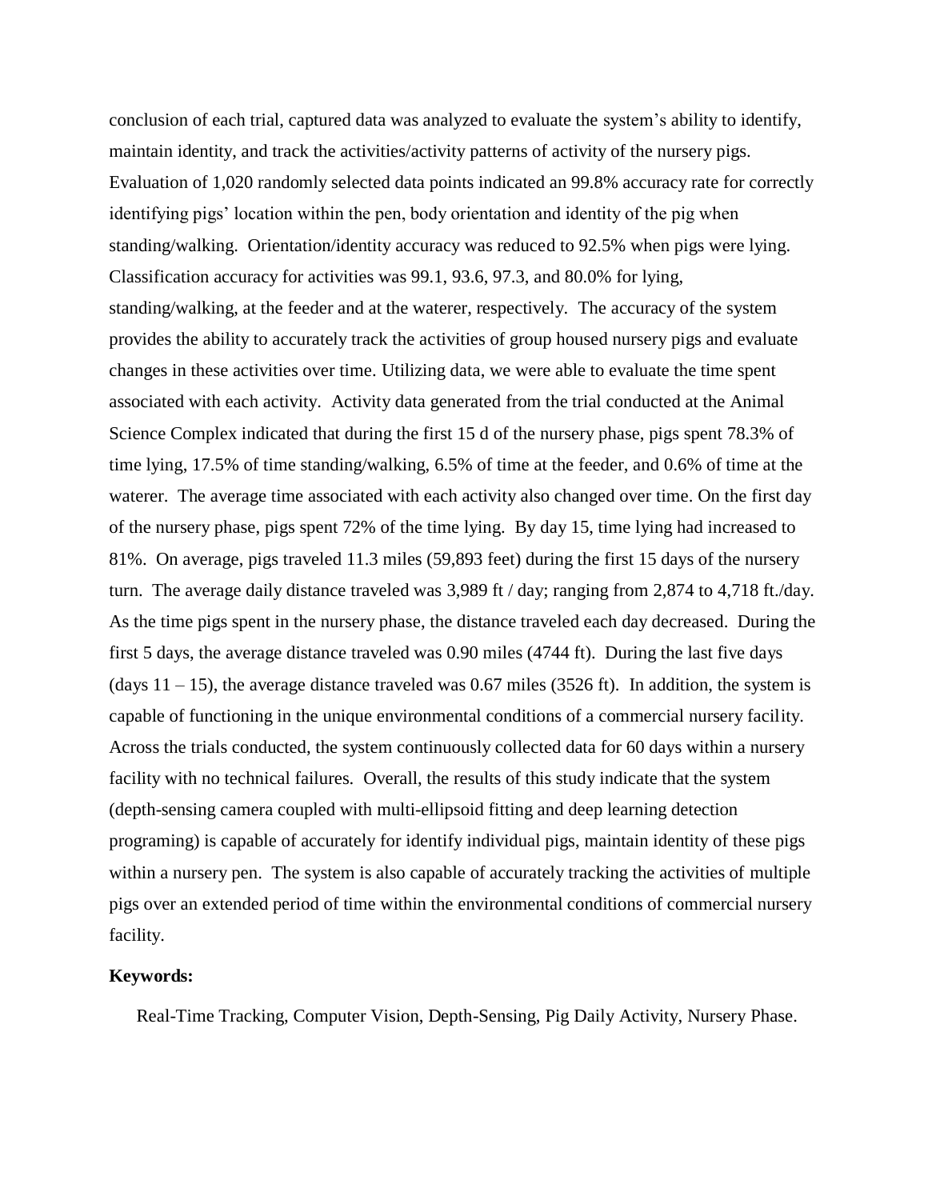conclusion of each trial, captured data was analyzed to evaluate the system's ability to identify, maintain identity, and track the activities/activity patterns of activity of the nursery pigs. Evaluation of 1,020 randomly selected data points indicated an 99.8% accuracy rate for correctly identifying pigs' location within the pen, body orientation and identity of the pig when standing/walking. Orientation/identity accuracy was reduced to 92.5% when pigs were lying. Classification accuracy for activities was 99.1, 93.6, 97.3, and 80.0% for lying, standing/walking, at the feeder and at the waterer, respectively. The accuracy of the system provides the ability to accurately track the activities of group housed nursery pigs and evaluate changes in these activities over time. Utilizing data, we were able to evaluate the time spent associated with each activity. Activity data generated from the trial conducted at the Animal Science Complex indicated that during the first 15 d of the nursery phase, pigs spent 78.3% of time lying, 17.5% of time standing/walking, 6.5% of time at the feeder, and 0.6% of time at the waterer. The average time associated with each activity also changed over time. On the first day of the nursery phase, pigs spent 72% of the time lying. By day 15, time lying had increased to 81%. On average, pigs traveled 11.3 miles (59,893 feet) during the first 15 days of the nursery turn. The average daily distance traveled was 3,989 ft / day; ranging from 2,874 to 4,718 ft./day. As the time pigs spent in the nursery phase, the distance traveled each day decreased. During the first 5 days, the average distance traveled was 0.90 miles (4744 ft). During the last five days (days 11 – 15), the average distance traveled was 0.67 miles (3526 ft). In addition, the system is capable of functioning in the unique environmental conditions of a commercial nursery facility. Across the trials conducted, the system continuously collected data for 60 days within a nursery facility with no technical failures. Overall, the results of this study indicate that the system (depth-sensing camera coupled with multi-ellipsoid fitting and deep learning detection programing) is capable of accurately for identify individual pigs, maintain identity of these pigs within a nursery pen. The system is also capable of accurately tracking the activities of multiple pigs over an extended period of time within the environmental conditions of commercial nursery facility.

**Keywords:**

Real-Time Tracking, Computer Vision, Depth-Sensing, Pig Daily Activity, Nursery Phase.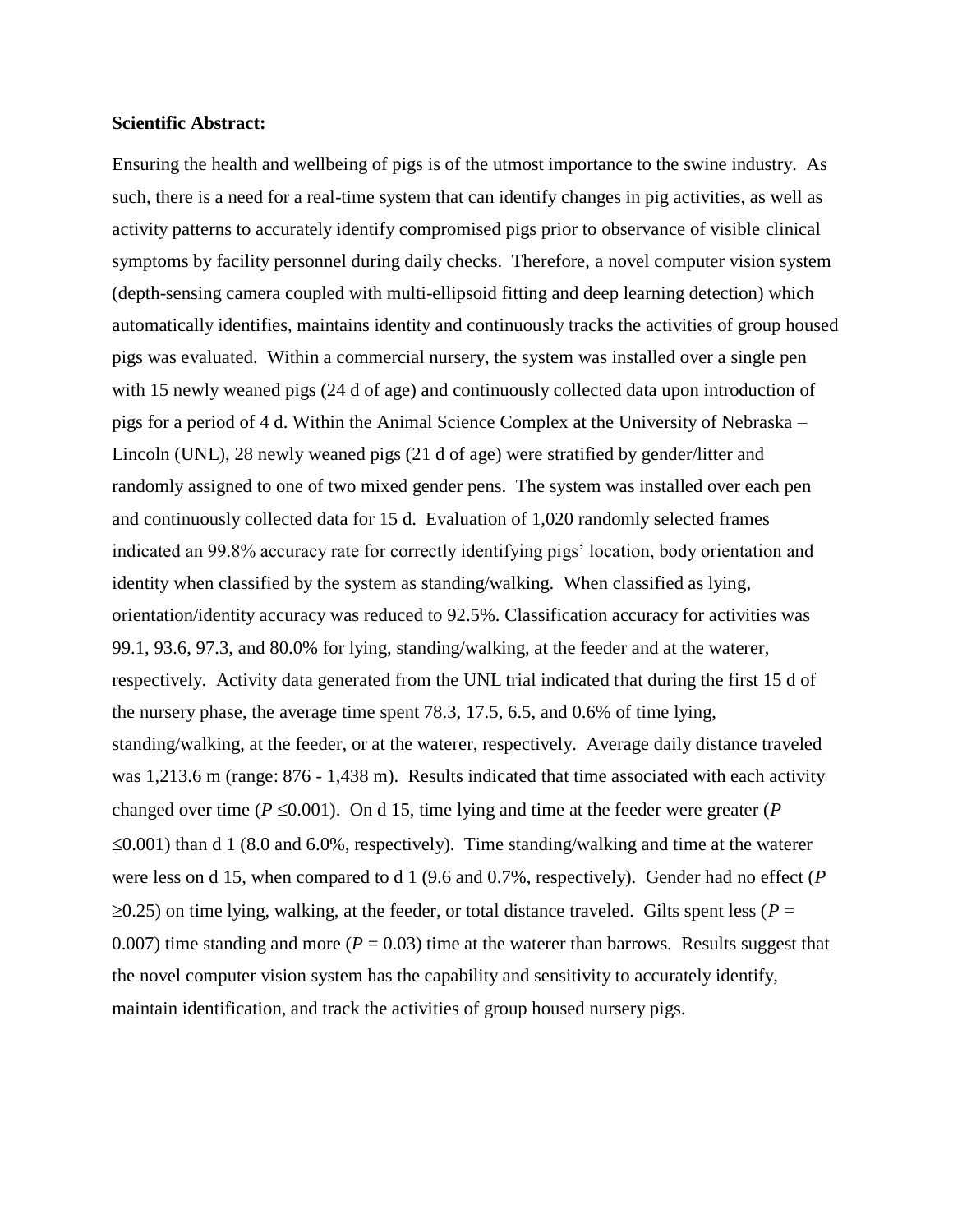**Scientific Abstract:**

Ensuring the health and wellbeing of pigs is of the utmost importance to the swine industry. As such, there is a need for a real-time system that can identify changes in pig activities, as well as activity patterns to accurately identify compromised pigs prior to observance of visible clinical symptoms by facility personnel during daily checks. Therefore, a novel computer vision system (depth-sensing camera coupled with multi-ellipsoid fitting and deep learning detection) which automatically identifies, maintains identity and continuously tracks the activities of group housed pigs was evaluated. Within a commercial nursery, the system was installed over a single pen with 15 newly weaned pigs (24 d of age) and continuously collected data upon introduction of pigs for a period of 4 d. Within the Animal Science Complex at the University of Nebraska – Lincoln (UNL), 28 newly weaned pigs (21 d of age) were stratified by gender/litter and randomly assigned to one of two mixed gender pens. The system was installed over each pen and continuously collected data for 15 d. Evaluation of 1,020 randomly selected frames indicated an 99.8% accuracy rate for correctly identifying pigs' location, body orientation and identity when classified by the system as standing/walking. When classified as lying, orientation/identity accuracy was reduced to 92.5%. Classification accuracy for activities was 99.1, 93.6, 97.3, and 80.0% for lying, standing/walking, at the feeder and at the waterer, respectively. Activity data generated from the UNL trial indicated that during the first 15 d of the nursery phase, the average time spent 78.3, 17.5, 6.5, and 0.6% of time lying, standing/walking, at the feeder, or at the waterer, respectively. Average daily distance traveled was 1,213.6 m (range: 876 - 1,438 m). Results indicated that time associated with each activity changed over time ($P \leq 0.001$). On d 15, time lying and time at the feeder were greater ($P \leq 0.001$) than d 1 (8.0 and 6.0%, respectively). Time standing/walking and time at the waterer were less on d 15, when compared to d 1 (9.6 and 0.7%, respectively). Gender had no effect ($P \geq 0.25$) on time lying, walking, at the feeder, or total distance traveled. Gilts spent less ($P = 0.007$) time standing and more ($P = 0.03$) time at the waterer than barrows. Results suggest that the novel computer vision system has the capability and sensitivity to accurately identify, maintain identification, and track the activities of group housed nursery pigs.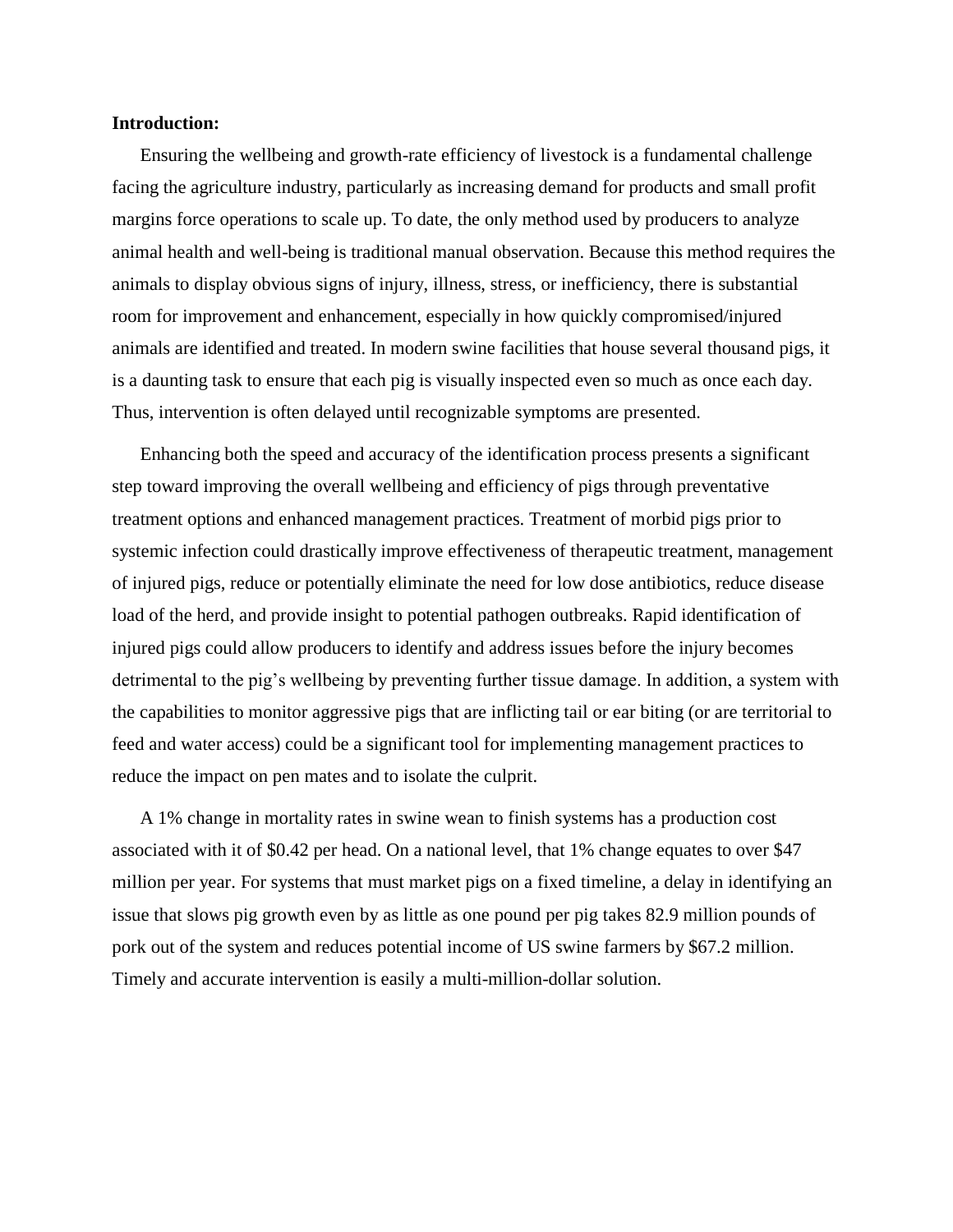**Introduction:**

Ensuring the wellbeing and growth-rate efficiency of livestock is a fundamental challenge facing the agriculture industry, particularly as increasing demand for products and small profit margins force operations to scale up. To date, the only method used by producers to analyze animal health and well-being is traditional manual observation. Because this method requires the animals to display obvious signs of injury, illness, stress, or inefficiency, there is substantial room for improvement and enhancement, especially in how quickly compromised/injured animals are identified and treated. In modern swine facilities that house several thousand pigs, it is a daunting task to ensure that each pig is visually inspected even so much as once each day. Thus, intervention is often delayed until recognizable symptoms are presented.

Enhancing both the speed and accuracy of the identification process presents a significant step toward improving the overall wellbeing and efficiency of pigs through preventative treatment options and enhanced management practices. Treatment of morbid pigs prior to systemic infection could drastically improve effectiveness of therapeutic treatment, management of injured pigs, reduce or potentially eliminate the need for low dose antibiotics, reduce disease load of the herd, and provide insight to potential pathogen outbreaks. Rapid identification of injured pigs could allow producers to identify and address issues before the injury becomes detrimental to the pig's wellbeing by preventing further tissue damage. In addition, a system with the capabilities to monitor aggressive pigs that are inflicting tail or ear biting (or are territorial to feed and water access) could be a significant tool for implementing management practices to reduce the impact on pen mates and to isolate the culprit.

A 1% change in mortality rates in swine wean to finish systems has a production cost associated with it of $0.42 per head. On a national level, that 1% change equates to over $47 million per year. For systems that must market pigs on a fixed timeline, a delay in identifying an issue that slows pig growth even by as little as one pound per pig takes 82.9 million pounds of pork out of the system and reduces potential income of US swine farmers by $67.2 million. Timely and accurate intervention is easily a multi-million-dollar solution.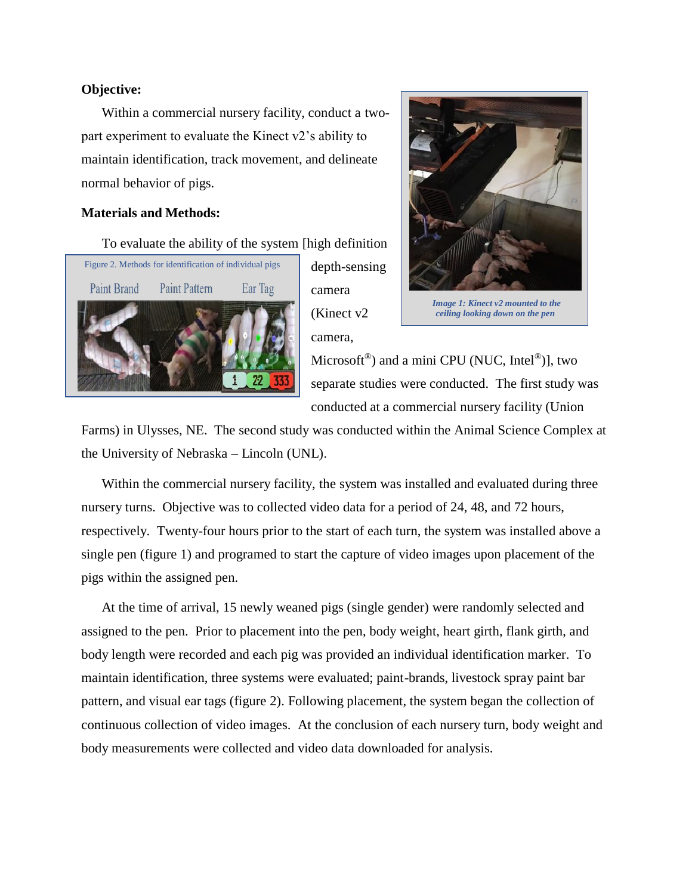**Objective:**

Within a commercial nursery facility, conduct a two-part experiment to evaluate the Kinect v2's ability to maintain identification, track movement, and delineate normal behavior of pigs.

**Materials and Methods:**

To evaluate the ability of the system [high definition depth-sensing camera (Kinect v2 camera, Microsoft®) and a mini CPU (NUC, Intel®)], two separate studies were conducted. The first study was conducted at a commercial nursery facility (Union Farms) in Ulysses, NE. The second study was conducted within the Animal Science Complex at the University of Nebraska – Lincoln (UNL).

*Image 1: Kinect v2 mounted to the ceiling looking down on the pen*

Figure 2. Methods for identification of individual pigs

Paint Brand | Paint Pattern | Ear Tag

Within the commercial nursery facility, the system was installed and evaluated during three nursery turns. Objective was to collected video data for a period of 24, 48, and 72 hours, respectively. Twenty-four hours prior to the start of each turn, the system was installed above a single pen (figure 1) and programed to start the capture of video images upon placement of the pigs within the assigned pen.

At the time of arrival, 15 newly weaned pigs (single gender) were randomly selected and assigned to the pen. Prior to placement into the pen, body weight, heart girth, flank girth, and body length were recorded and each pig was provided an individual identification marker. To maintain identification, three systems were evaluated; paint-brands, livestock spray paint bar pattern, and visual ear tags (figure 2). Following placement, the system began the collection of continuous collection of video images. At the conclusion of each nursery turn, body weight and body measurements were collected and video data downloaded for analysis.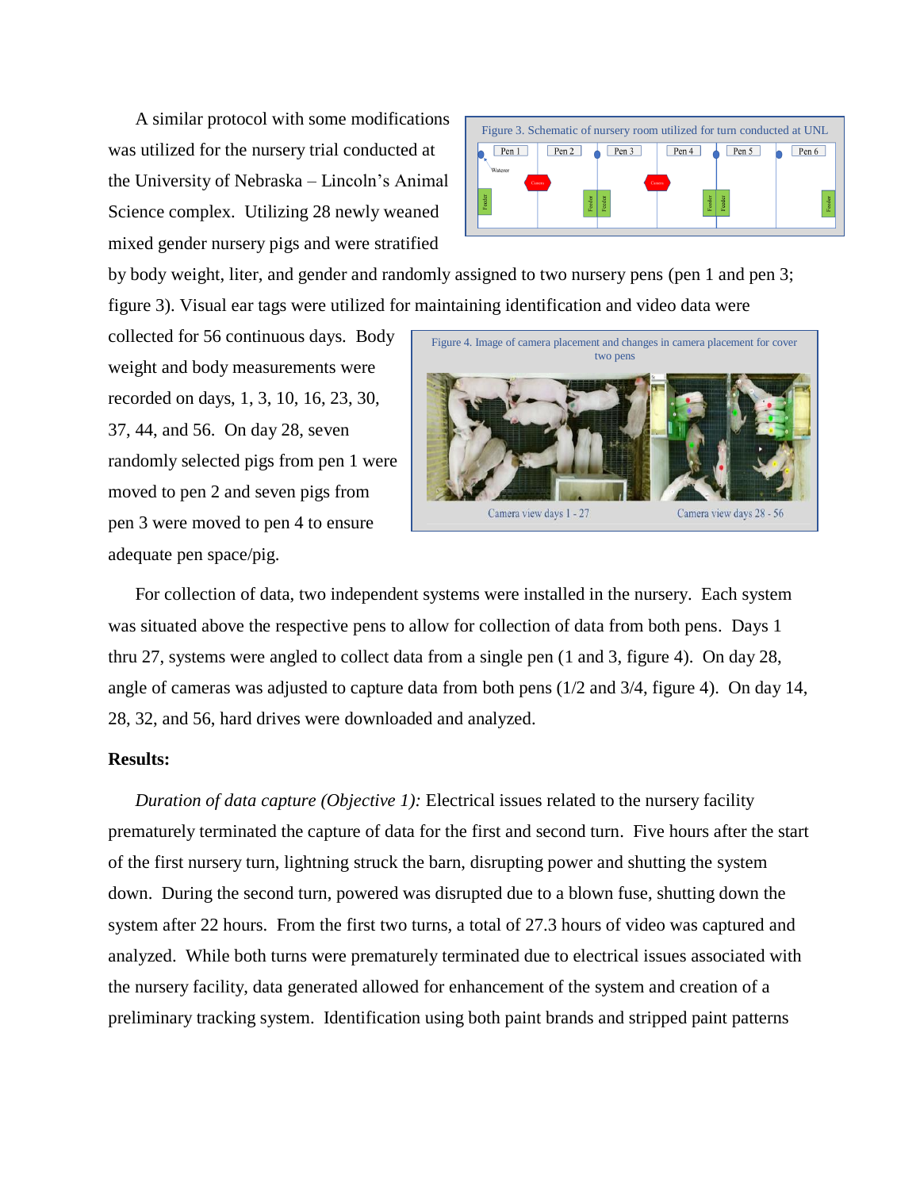A similar protocol with some modifications was utilized for the nursery trial conducted at the University of Nebraska – Lincoln's Animal Science complex. Utilizing 28 newly weaned mixed gender nursery pigs and were stratified by body weight, liter, and gender and randomly assigned to two nursery pens (pen 1 and pen 3; figure 3). Visual ear tags were utilized for maintaining identification and video data were collected for 56 continuous days. Body weight and body measurements were recorded on days, 1, 3, 10, 16, 23, 30, 37, 44, and 56. On day 28, seven randomly selected pigs from pen 1 were moved to pen 2 and seven pigs from pen 3 were moved to pen 4 to ensure adequate pen space/pig.

Figure 3. Schematic of nursery room utilized for turn conducted at UNL

Figure 4. Image of camera placement and changes in camera placement for cover two pens

Camera view days 1 - 27 Camera view days 28 - 56

For collection of data, two independent systems were installed in the nursery. Each system was situated above the respective pens to allow for collection of data from both pens. Days 1 thru 27, systems were angled to collect data from a single pen (1 and 3, figure 4). On day 28, angle of cameras was adjusted to capture data from both pens (1/2 and 3/4, figure 4). On day 14, 28, 32, and 56, hard drives were downloaded and analyzed.

**Results:**

*Duration of data capture (Objective 1):* Electrical issues related to the nursery facility prematurely terminated the capture of data for the first and second turn. Five hours after the start of the first nursery turn, lightning struck the barn, disrupting power and shutting the system down. During the second turn, powered was disrupted due to a blown fuse, shutting down the system after 22 hours. From the first two turns, a total of 27.3 hours of video was captured and analyzed. While both turns were prematurely terminated due to electrical issues associated with the nursery facility, data generated allowed for enhancement of the system and creation of a preliminary tracking system. Identification using both paint brands and stripped paint patterns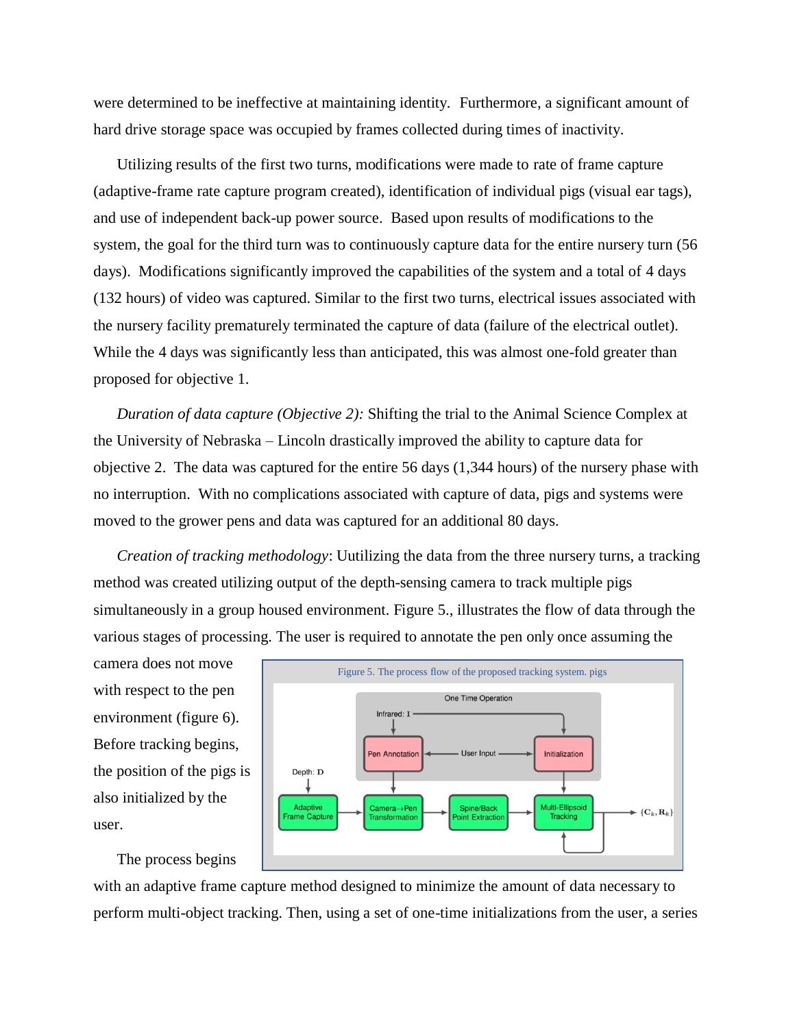were determined to be ineffective at maintaining identity.  Furthermore, a significant amount of hard drive storage space was occupied by frames collected during times of inactivity.

Utilizing results of the first two turns, modifications were made to rate of frame capture (adaptive-frame rate capture program created), identification of individual pigs (visual ear tags), and use of independent back-up power source.  Based upon results of modifications to the system, the goal for the third turn was to continuously capture data for the entire nursery turn (56 days).  Modifications significantly improved the capabilities of the system and a total of 4 days (132 hours) of video was captured. Similar to the first two turns, electrical issues associated with the nursery facility prematurely terminated the capture of data (failure of the electrical outlet). While the 4 days was significantly less than anticipated, this was almost one-fold greater than proposed for objective 1.

*Duration of data capture (Objective 2):* Shifting the trial to the Animal Science Complex at the University of Nebraska – Lincoln drastically improved the ability to capture data for objective 2.  The data was captured for the entire 56 days (1,344 hours) of the nursery phase with no interruption.  With no complications associated with capture of data, pigs and systems were moved to the grower pens and data was captured for an additional 80 days.

*Creation of tracking methodology*: Uutilizing the data from the three nursery turns, a tracking method was created utilizing output of the depth-sensing camera to track multiple pigs simultaneously in a group housed environment. Figure 5., illustrates the flow of data through the various stages of processing. The user is required to annotate the pen only once assuming the camera does not move with respect to the pen environment (figure 6). Before tracking begins, the position of the pigs is also initialized by the user.

Figure 5. The process flow of the proposed tracking system. pigs

The process begins with an adaptive frame capture method designed to minimize the amount of data necessary to perform multi-object tracking. Then, using a set of one-time initializations from the user, a series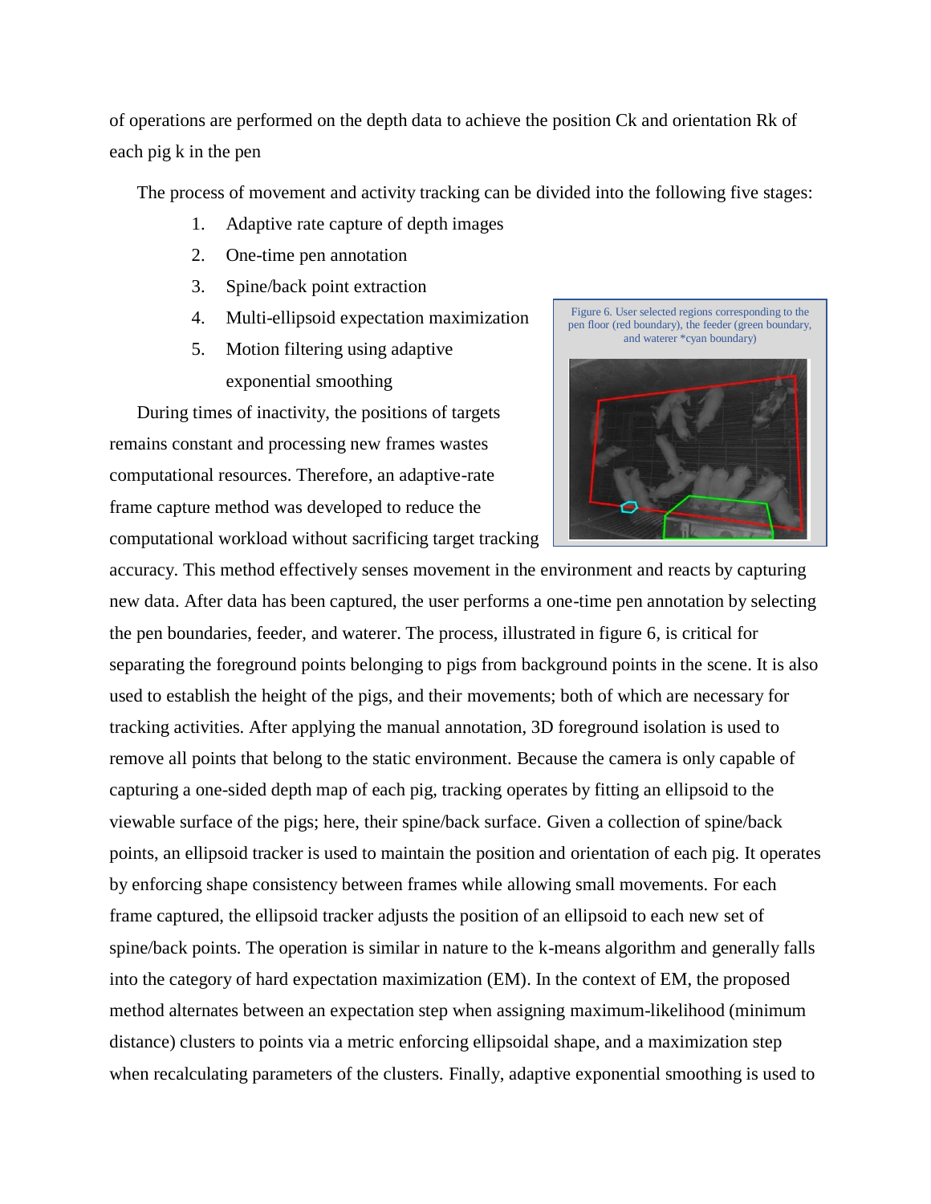of operations are performed on the depth data to achieve the position $C_k$ and orientation $R_k$ of each pig k in the pen

The process of movement and activity tracking can be divided into the following five stages:

1. Adaptive rate capture of depth images
2. One-time pen annotation
3. Spine/back point extraction
4. Multi-ellipsoid expectation maximization
5. Motion filtering using adaptive exponential smoothing

Figure 6. User selected regions corresponding to the pen floor (red boundary), the feeder (green boundary, and waterer *cyan boundary)

During times of inactivity, the positions of targets remains constant and processing new frames wastes computational resources. Therefore, an adaptive-rate frame capture method was developed to reduce the computational workload without sacrificing target tracking accuracy. This method effectively senses movement in the environment and reacts by capturing new data. After data has been captured, the user performs a one-time pen annotation by selecting the pen boundaries, feeder, and waterer. The process, illustrated in figure 6, is critical for separating the foreground points belonging to pigs from background points in the scene. It is also used to establish the height of the pigs, and their movements; both of which are necessary for tracking activities. After applying the manual annotation, 3D foreground isolation is used to remove all points that belong to the static environment. Because the camera is only capable of capturing a one-sided depth map of each pig, tracking operates by fitting an ellipsoid to the viewable surface of the pigs; here, their spine/back surface. Given a collection of spine/back points, an ellipsoid tracker is used to maintain the position and orientation of each pig. It operates by enforcing shape consistency between frames while allowing small movements. For each frame captured, the ellipsoid tracker adjusts the position of an ellipsoid to each new set of spine/back points. The operation is similar in nature to the k-means algorithm and generally falls into the category of hard expectation maximization (EM). In the context of EM, the proposed method alternates between an expectation step when assigning maximum-likelihood (minimum distance) clusters to points via a metric enforcing ellipsoidal shape, and a maximization step when recalculating parameters of the clusters. Finally, adaptive exponential smoothing is used to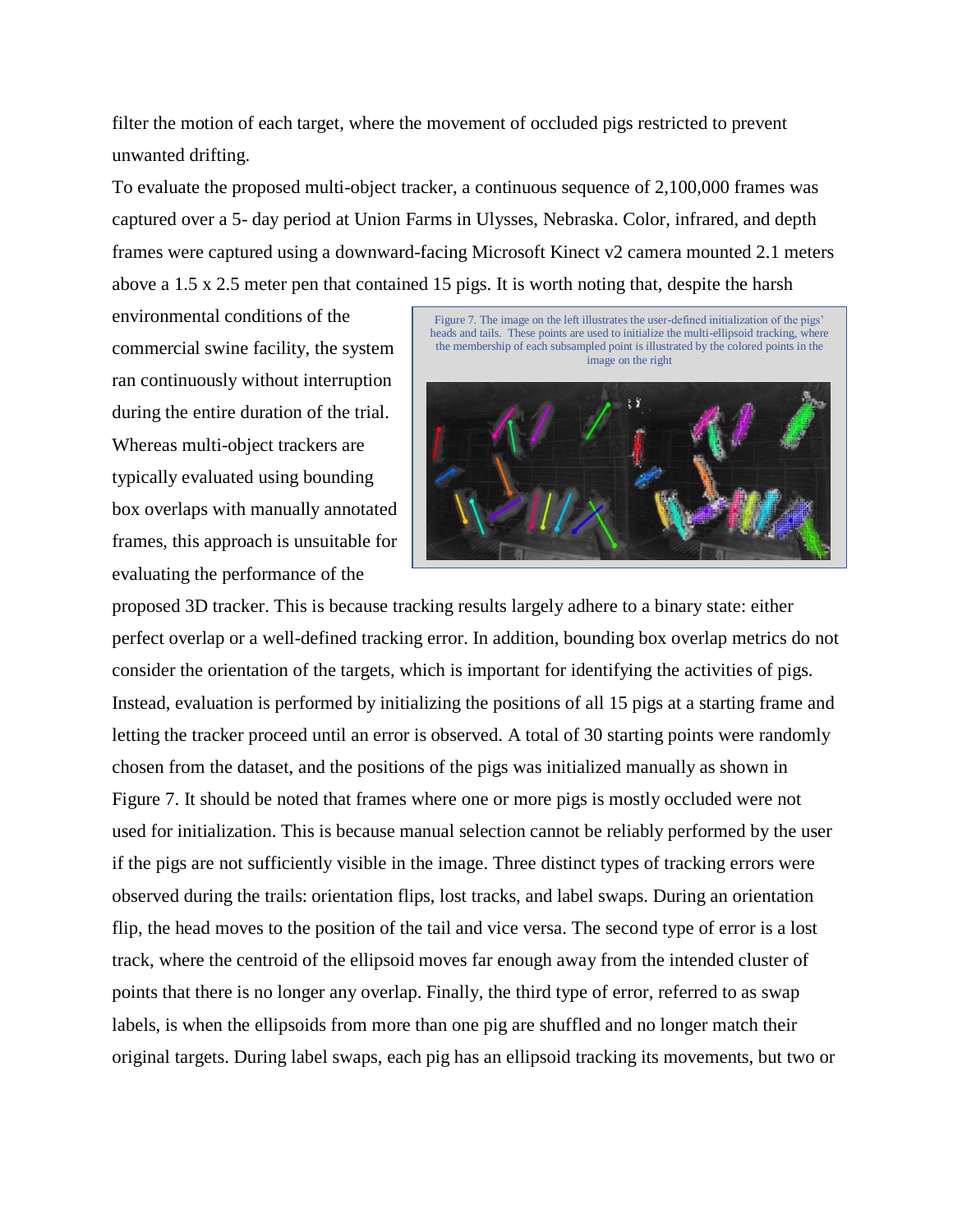filter the motion of each target, where the movement of occluded pigs restricted to prevent unwanted drifting.

To evaluate the proposed multi-object tracker, a continuous sequence of 2,100,000 frames was captured over a 5- day period at Union Farms in Ulysses, Nebraska. Color, infrared, and depth frames were captured using a downward-facing Microsoft Kinect v2 camera mounted 2.1 meters above a 1.5 x 2.5 meter pen that contained 15 pigs. It is worth noting that, despite the harsh environmental conditions of the commercial swine facility, the system ran continuously without interruption during the entire duration of the trial. Whereas multi-object trackers are typically evaluated using bounding box overlaps with manually annotated frames, this approach is unsuitable for evaluating the performance of the proposed 3D tracker. This is because tracking results largely adhere to a binary state: either perfect overlap or a well-defined tracking error. In addition, bounding box overlap metrics do not consider the orientation of the targets, which is important for identifying the activities of pigs. Instead, evaluation is performed by initializing the positions of all 15 pigs at a starting frame and letting the tracker proceed until an error is observed. A total of 30 starting points were randomly chosen from the dataset, and the positions of the pigs was initialized manually as shown in Figure 7. It should be noted that frames where one or more pigs is mostly occluded were not used for initialization. This is because manual selection cannot be reliably performed by the user if the pigs are not sufficiently visible in the image. Three distinct types of tracking errors were observed during the trails: orientation flips, lost tracks, and label swaps. During an orientation flip, the head moves to the position of the tail and vice versa. The second type of error is a lost track, where the centroid of the ellipsoid moves far enough away from the intended cluster of points that there is no longer any overlap. Finally, the third type of error, referred to as swap labels, is when the ellipsoids from more than one pig are shuffled and no longer match their original targets. During label swaps, each pig has an ellipsoid tracking its movements, but two or

Figure 7. The image on the left illustrates the user-defined initialization of the pigs' heads and tails. These points are used to initialize the multi-ellipsoid tracking, where the membership of each subsampled point is illustrated by the colored points in the image on the right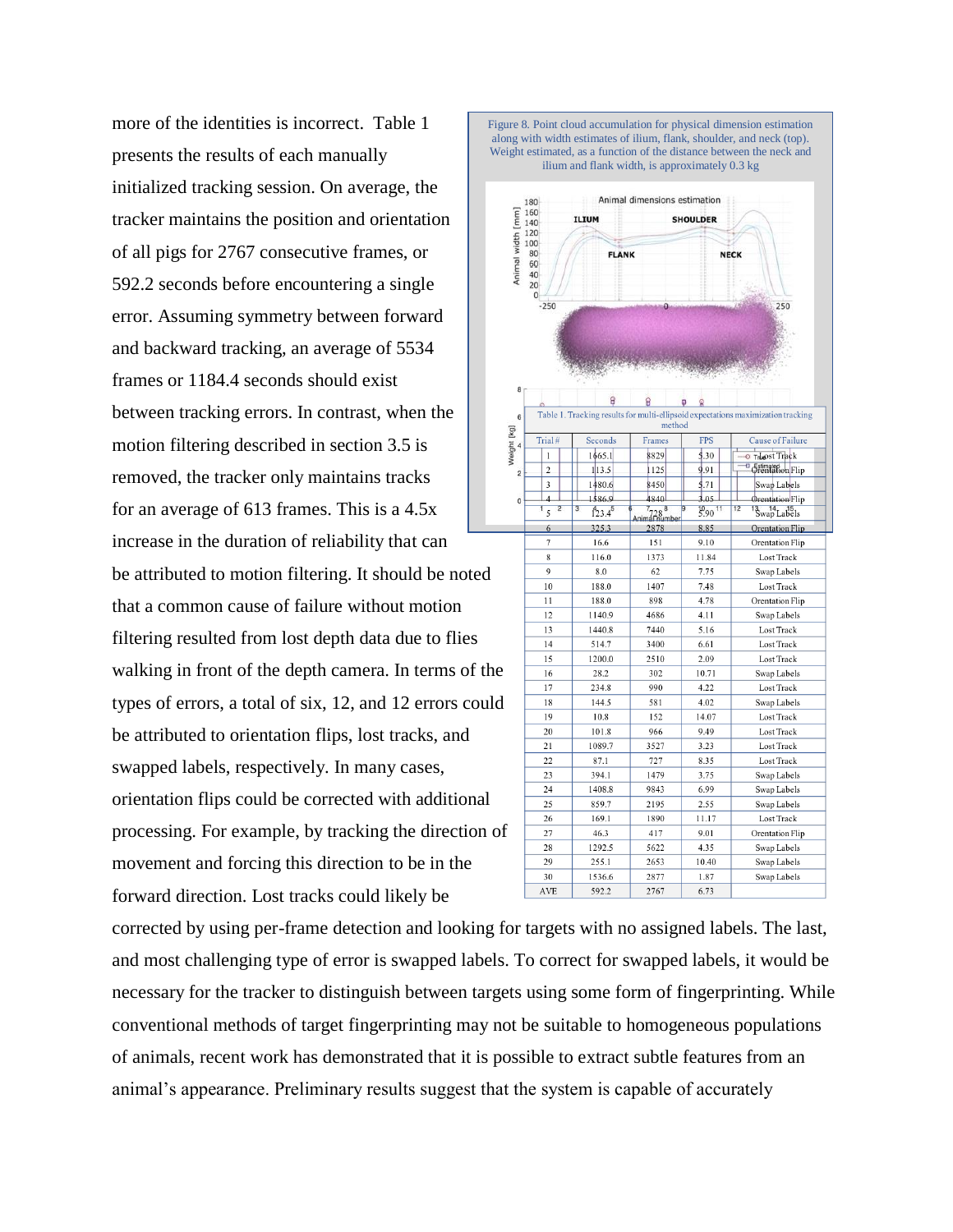more of the identities is incorrect. Table 1 presents the results of each manually initialized tracking session. On average, the tracker maintains the position and orientation of all pigs for 2767 consecutive frames, or 592.2 seconds before encountering a single error. Assuming symmetry between forward and backward tracking, an average of 5534 frames or 1184.4 seconds should exist between tracking errors. In contrast, when the motion filtering described in section 3.5 is removed, the tracker only maintains tracks for an average of 613 frames. This is a 4.5x increase in the duration of reliability that can be attributed to motion filtering. It should be noted that a common cause of failure without motion filtering resulted from lost depth data due to flies walking in front of the depth camera. In terms of the types of errors, a total of six, 12, and 12 errors could be attributed to orientation flips, lost tracks, and swapped labels, respectively. In many cases, orientation flips could be corrected with additional processing. For example, by tracking the direction of movement and forcing this direction to be in the forward direction. Lost tracks could likely be corrected by using per-frame detection and looking for targets with no assigned labels. The last, and most challenging type of error is swapped labels. To correct for swapped labels, it would be necessary for the tracker to distinguish between targets using some form of fingerprinting. While conventional methods of target fingerprinting may not be suitable to homogeneous populations of animals, recent work has demonstrated that it is possible to extract subtle features from an animal's appearance. Preliminary results suggest that the system is capable of accurately

Figure 8. Point cloud accumulation for physical dimension estimation along with width estimates of ilium, flank, shoulder, and neck (top). Weight estimated, as a function of the distance between the neck and ilium and flank width, is approximately 0.3 kg

Table 1. Tracking results for multi-ellipsoid expectations maximization tracking method

| Trial # | Seconds | Frames | FPS | Cause of Failure |
|---|---|---|---|---|
| 1 | 1665.1 | 8829 | 5.30 | Lost Track |
| 2 | 113.5 | 1125 | 9.91 | Orientation Flip |
| 3 | 1480.6 | 8450 | 5.71 | Swap Labels |
| 4 | 1586.9 | 4840 | 3.05 | Orientation Flip |
| 5 | 123.4 | 728 | 5.90 | Swap Labels |
| 6 | 325.3 | 2878 | 8.85 | Orientation Flip |
| 7 | 16.6 | 151 | 9.10 | Orientation Flip |
| 8 | 116.0 | 1373 | 11.84 | Lost Track |
| 9 | 8.0 | 62 | 7.75 | Swap Labels |
| 10 | 188.0 | 1407 | 7.48 | Lost Track |
| 11 | 188.0 | 898 | 4.78 | Orientation Flip |
| 12 | 1140.9 | 4686 | 4.11 | Swap Labels |
| 13 | 1440.8 | 7440 | 5.16 | Lost Track |
| 14 | 514.7 | 3400 | 6.61 | Lost Track |
| 15 | 1200.0 | 2510 | 2.09 | Lost Track |
| 16 | 28.2 | 302 | 10.71 | Swap Labels |
| 17 | 234.8 | 990 | 4.22 | Lost Track |
| 18 | 144.5 | 581 | 4.02 | Swap Labels |
| 19 | 10.8 | 152 | 14.07 | Lost Track |
| 20 | 101.8 | 966 | 9.49 | Lost Track |
| 21 | 1089.7 | 3527 | 3.23 | Lost Track |
| 22 | 87.1 | 727 | 8.35 | Lost Track |
| 23 | 394.1 | 1479 | 3.75 | Swap Labels |
| 24 | 1408.8 | 9843 | 6.99 | Swap Labels |
| 25 | 859.7 | 2195 | 2.55 | Swap Labels |
| 26 | 169.1 | 1890 | 11.17 | Lost Track |
| 27 | 46.3 | 417 | 9.01 | Orientation Flip |
| 28 | 1292.5 | 5622 | 4.35 | Swap Labels |
| 29 | 255.1 | 2653 | 10.40 | Swap Labels |
| 30 | 1536.6 | 2877 | 1.87 | Swap Labels |
| AVE | 592.2 | 2767 | 6.73 | |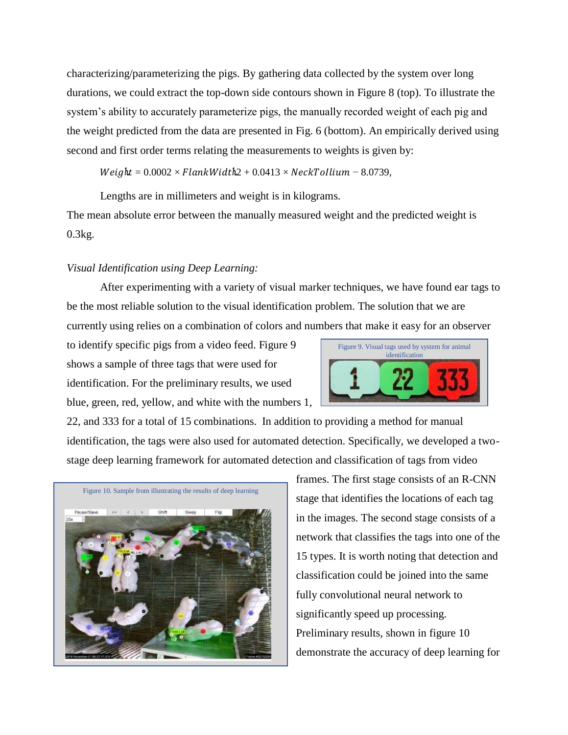characterizing/parameterizing the pigs. By gathering data collected by the system over long durations, we could extract the top-down side contours shown in Figure 8 (top). To illustrate the system's ability to accurately parameterize pigs, the manually recorded weight of each pig and the weight predicted from the data are presented in Fig. 6 (bottom). An empirically derived using second and first order terms relating the measurements to weights is given by:

$$Weight = 0.0002 \times FlankWidth^2 + 0.0413 \times NeckToIlium - 8.0739,$$

Lengths are in millimeters and weight is in kilograms.

The mean absolute error between the manually measured weight and the predicted weight is 0.3kg.

*Visual Identification using Deep Learning:*

After experimenting with a variety of visual marker techniques, we have found ear tags to be the most reliable solution to the visual identification problem. The solution that we are currently using relies on a combination of colors and numbers that make it easy for an observer to identify specific pigs from a video feed. Figure 9 shows a sample of three tags that were used for identification. For the preliminary results, we used blue, green, red, yellow, and white with the numbers 1, 22, and 333 for a total of 15 combinations. In addition to providing a method for manual identification, the tags were also used for automated detection. Specifically, we developed a two-stage deep learning framework for automated detection and classification of tags from video frames. The first stage consists of an R-CNN stage that identifies the locations of each tag in the images. The second stage consists of a network that classifies the tags into one of the 15 types. It is worth noting that detection and classification could be joined into the same fully convolutional neural network to significantly speed up processing. Preliminary results, shown in figure 10 demonstrate the accuracy of deep learning for

Figure 9. Visual tags used by system for animal identification

Figure 10. Sample from illustrating the results of deep learning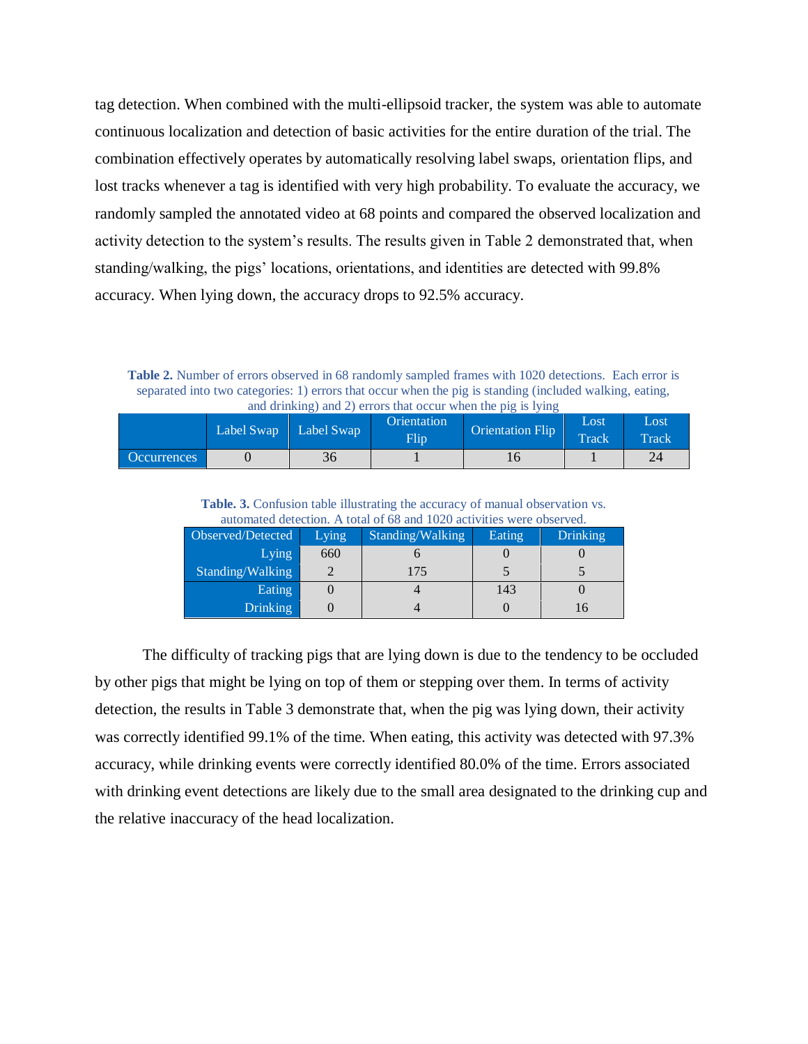tag detection. When combined with the multi-ellipsoid tracker, the system was able to automate continuous localization and detection of basic activities for the entire duration of the trial. The combination effectively operates by automatically resolving label swaps, orientation flips, and lost tracks whenever a tag is identified with very high probability. To evaluate the accuracy, we randomly sampled the annotated video at 68 points and compared the observed localization and activity detection to the system's results. The results given in Table 2 demonstrated that, when standing/walking, the pigs' locations, orientations, and identities are detected with 99.8% accuracy. When lying down, the accuracy drops to 92.5% accuracy.

**Table 2.** Number of errors observed in 68 randomly sampled frames with 1020 detections. Each error is separated into two categories: 1) errors that occur when the pig is standing (included walking, eating, and drinking) and 2) errors that occur when the pig is lying

| | Label Swap | Label Swap | Orientation Flip | Orientation Flip | Lost Track | Lost Track |
|---|---|---|---|---|---|---|
| Occurrences | 0 | 36 | 1 | 16 | 1 | 24 |

**Table. 3.** Confusion table illustrating the accuracy of manual observation vs. automated detection. A total of 68 and 1020 activities were observed.

| Observed/Detected | Lying | Standing/Walking | Eating | Drinking |
|---|---|---|---|---|
| Lying | 660 | 6 | 0 | 0 |
| Standing/Walking | 2 | 175 | 5 | 5 |
| Eating | 0 | 4 | 143 | 0 |
| Drinking | 0 | 4 | 0 | 16 |

The difficulty of tracking pigs that are lying down is due to the tendency to be occluded by other pigs that might be lying on top of them or stepping over them. In terms of activity detection, the results in Table 3 demonstrate that, when the pig was lying down, their activity was correctly identified 99.1% of the time. When eating, this activity was detected with 97.3% accuracy, while drinking events were correctly identified 80.0% of the time. Errors associated with drinking event detections are likely due to the small area designated to the drinking cup and the relative inaccuracy of the head localization.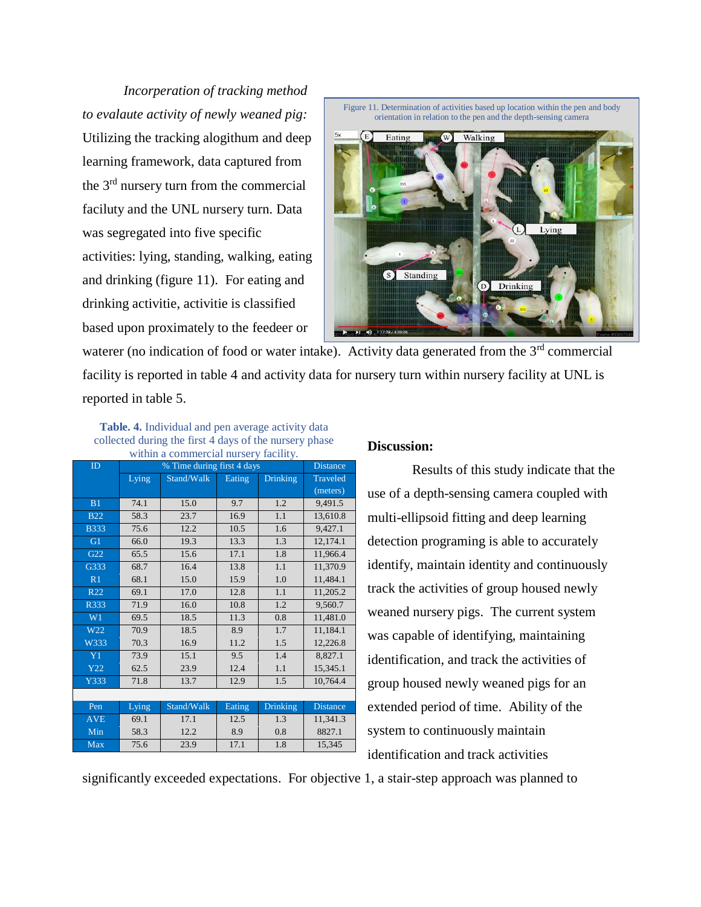*Incorperation of tracking method to evalaute activity of newly weaned pig:* Utilizing the tracking alogithum and deep learning framework, data captured from the 3rd nursery turn from the commercial faciluty and the UNL nursery turn. Data was segregated into five specific activities: lying, standing, walking, eating and drinking (figure 11). For eating and drinking activitie, activitie is classified based upon proximately to the feedeer or waterer (no indication of food or water intake). Activity data generated from the 3rd commercial facility is reported in table 4 and activity data for nursery turn within nursery facility at UNL is reported in table 5.

Figure 11. Determination of activities based up location within the pen and body orientation in relation to the pen and the depth-sensing camera

**Table. 4.** Individual and pen average activity data collected during the first 4 days of the nursery phase within a commercial nursery facility.

| ID | % Time during first 4 days | | | | Distance Traveled (meters) |
|---|---|---|---|---|---|
| | Lying | Stand/Walk | Eating | Drinking | |
| B1 | 74.1 | 15.0 | 9.7 | 1.2 | 9,491.5 |
| B22 | 58.3 | 23.7 | 16.9 | 1.1 | 13,610.8 |
| B333 | 75.6 | 12.2 | 10.5 | 1.6 | 9,427.1 |
| G1 | 66.0 | 19.3 | 13.3 | 1.3 | 12,174.1 |
| G22 | 65.5 | 15.6 | 17.1 | 1.8 | 11,966.4 |
| G333 | 68.7 | 16.4 | 13.8 | 1.1 | 11,370.9 |
| R1 | 68.1 | 15.0 | 15.9 | 1.0 | 11,484.1 |
| R22 | 69.1 | 17.0 | 12.8 | 1.1 | 11,205.2 |
| R333 | 71.9 | 16.0 | 10.8 | 1.2 | 9,560.7 |
| W1 | 69.5 | 18.5 | 11.3 | 0.8 | 11,481.0 |
| W22 | 70.9 | 18.5 | 8.9 | 1.7 | 11,184.1 |
| W333 | 70.3 | 16.9 | 11.2 | 1.5 | 12,226.8 |
| Y1 | 73.9 | 15.1 | 9.5 | 1.4 | 8,827.1 |
| Y22 | 62.5 | 23.9 | 12.4 | 1.1 | 15,345.1 |
| Y333 | 71.8 | 13.7 | 12.9 | 1.5 | 10,764.4 |
| | | | | | |
| Pen | Lying | Stand/Walk | Eating | Drinking | Distance |
| AVE | 69.1 | 17.1 | 12.5 | 1.3 | 11,341.3 |
| Min | 58.3 | 12.2 | 8.9 | 0.8 | 8827.1 |
| Max | 75.6 | 23.9 | 17.1 | 1.8 | 15,345 |

**Discussion:**

Results of this study indicate that the use of a depth-sensing camera coupled with multi-ellipsoid fitting and deep learning detection programing is able to accurately identify, maintain identity and continuously track the activities of group housed newly weaned nursery pigs. The current system was capable of identifying, maintaining identification, and track the activities of group housed newly weaned pigs for an extended period of time. Ability of the system to continuously maintain identification and track activities significantly exceeded expectations. For objective 1, a stair-step approach was planned to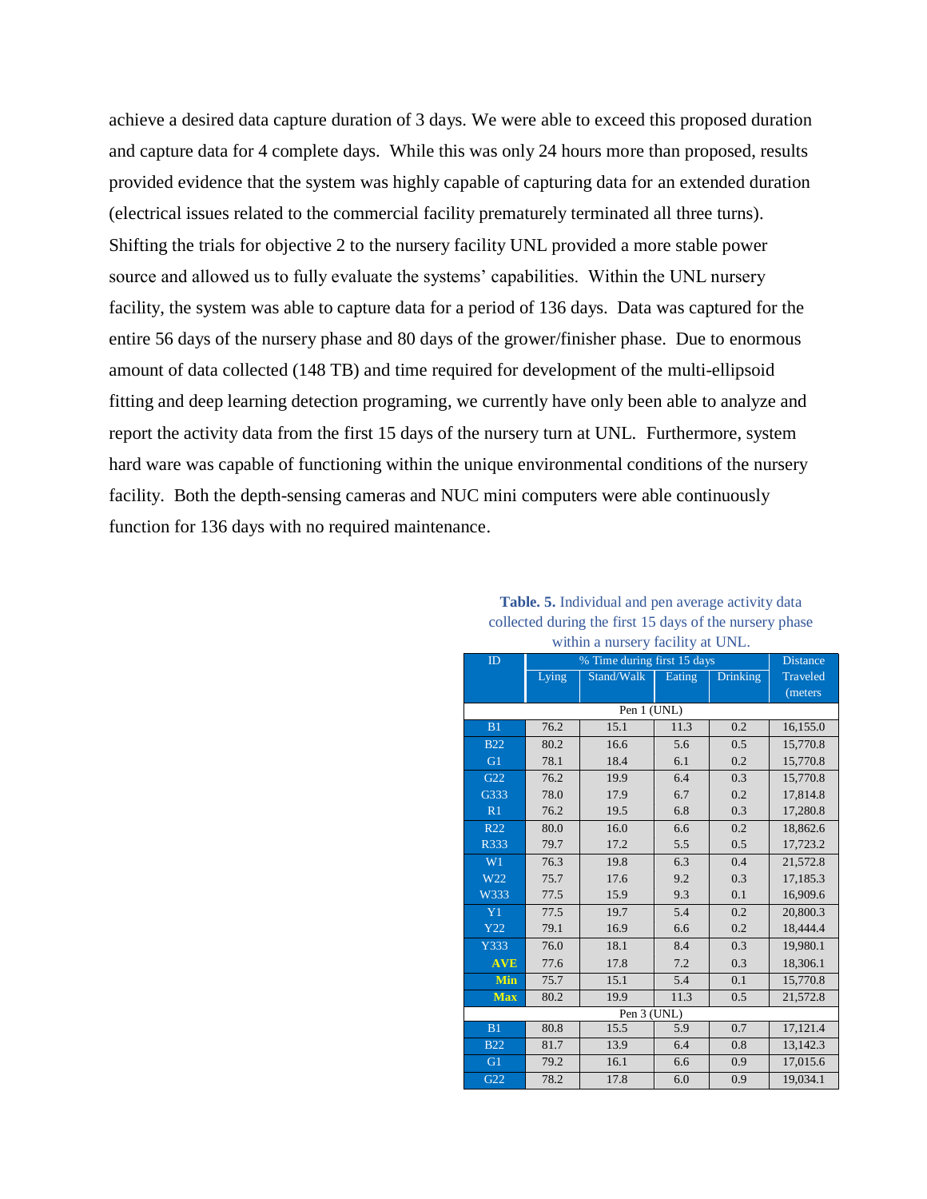achieve a desired data capture duration of 3 days. We were able to exceed this proposed duration and capture data for 4 complete days. While this was only 24 hours more than proposed, results provided evidence that the system was highly capable of capturing data for an extended duration (electrical issues related to the commercial facility prematurely terminated all three turns). Shifting the trials for objective 2 to the nursery facility UNL provided a more stable power source and allowed us to fully evaluate the systems' capabilities. Within the UNL nursery facility, the system was able to capture data for a period of 136 days. Data was captured for the entire 56 days of the nursery phase and 80 days of the grower/finisher phase. Due to enormous amount of data collected (148 TB) and time required for development of the multi-ellipsoid fitting and deep learning detection programing, we currently have only been able to analyze and report the activity data from the first 15 days of the nursery turn at UNL. Furthermore, system hard ware was capable of functioning within the unique environmental conditions of the nursery facility. Both the depth-sensing cameras and NUC mini computers were able continuously function for 136 days with no required maintenance.

**Table. 5.** Individual and pen average activity data collected during the first 15 days of the nursery phase within a nursery facility at UNL.

| ID | % Time during first 15 days | | | | Distance Traveled (meters |
|---|---|---|---|---|---|
| | Lying | Stand/Walk | Eating | Drinking | |
| Pen 1 (UNL) | | | | | |
| B1 | 76.2 | 15.1 | 11.3 | 0.2 | 16,155.0 |
| B22 | 80.2 | 16.6 | 5.6 | 0.5 | 15,770.8 |
| G1 | 78.1 | 18.4 | 6.1 | 0.2 | 15,770.8 |
| G22 | 76.2 | 19.9 | 6.4 | 0.3 | 15,770.8 |
| G333 | 78.0 | 17.9 | 6.7 | 0.2 | 17,814.8 |
| R1 | 76.2 | 19.5 | 6.8 | 0.3 | 17,280.8 |
| R22 | 80.0 | 16.0 | 6.6 | 0.2 | 18,862.6 |
| R333 | 79.7 | 17.2 | 5.5 | 0.5 | 17,723.2 |
| W1 | 76.3 | 19.8 | 6.3 | 0.4 | 21,572.8 |
| W22 | 75.7 | 17.6 | 9.2 | 0.3 | 17,185.3 |
| W333 | 77.5 | 15.9 | 9.3 | 0.1 | 16,909.6 |
| Y1 | 77.5 | 19.7 | 5.4 | 0.2 | 20,800.3 |
| Y22 | 79.1 | 16.9 | 6.6 | 0.2 | 18,444.4 |
| Y333 | 76.0 | 18.1 | 8.4 | 0.3 | 19,980.1 |
| **AVE** | 77.6 | 17.8 | 7.2 | 0.3 | 18,306.1 |
| **Min** | 75.7 | 15.1 | 5.4 | 0.1 | 15,770.8 |
| **Max** | 80.2 | 19.9 | 11.3 | 0.5 | 21,572.8 |
| Pen 3 (UNL) | | | | | |
| B1 | 80.8 | 15.5 | 5.9 | 0.7 | 17,121.4 |
| B22 | 81.7 | 13.9 | 6.4 | 0.8 | 13,142.3 |
| G1 | 79.2 | 16.1 | 6.6 | 0.9 | 17,015.6 |
| G22 | 78.2 | 17.8 | 6.0 | 0.9 | 19,034.1 |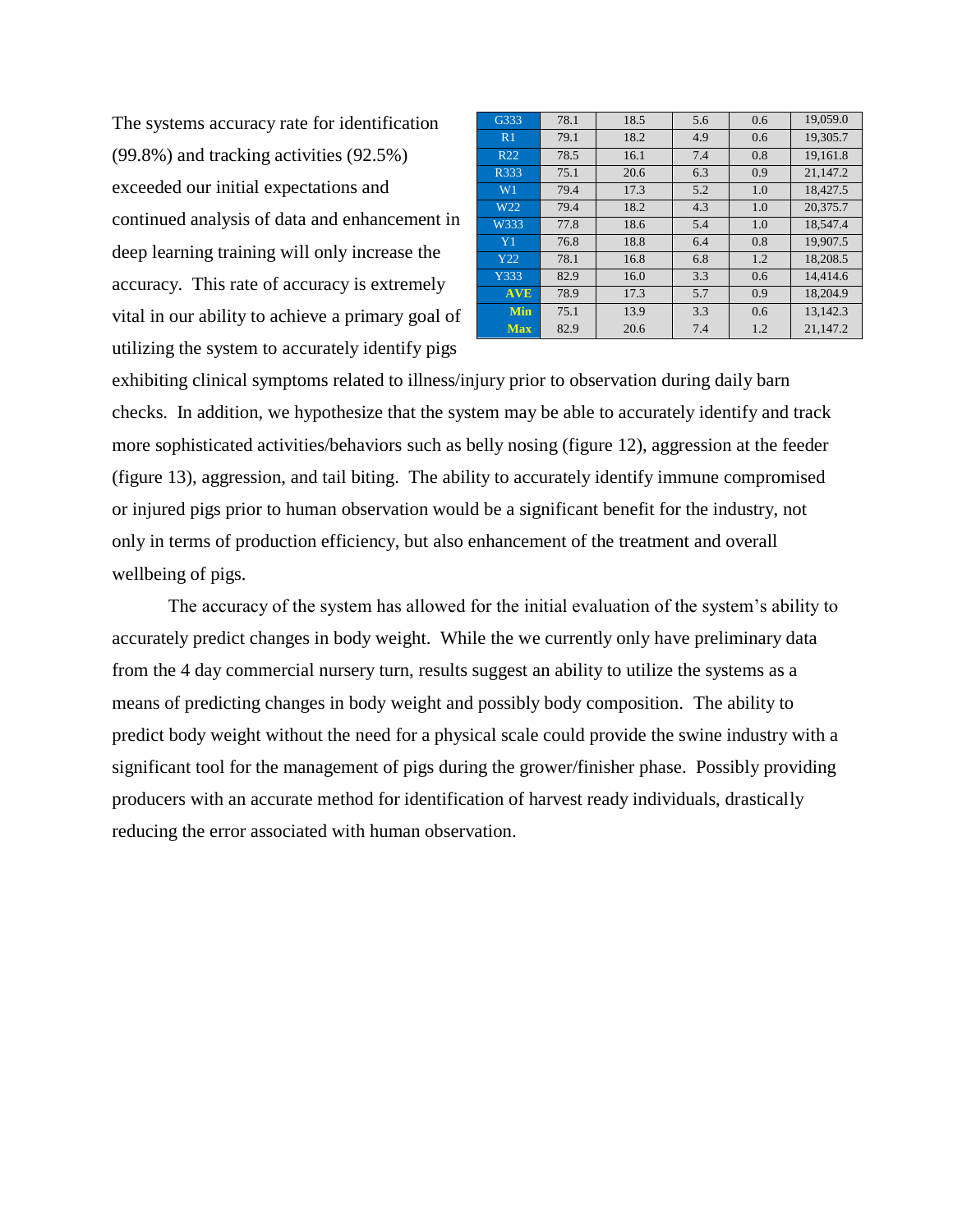| G333 | 78.1 | 18.5 | 5.6 | 0.6 | 19,059.0 |
|---|---|---|---|---|---|
| R1 | 79.1 | 18.2 | 4.9 | 0.6 | 19,305.7 |
| R22 | 78.5 | 16.1 | 7.4 | 0.8 | 19,161.8 |
| R333 | 75.1 | 20.6 | 6.3 | 0.9 | 21,147.2 |
| W1 | 79.4 | 17.3 | 5.2 | 1.0 | 18,427.5 |
| W22 | 79.4 | 18.2 | 4.3 | 1.0 | 20,375.7 |
| W333 | 77.8 | 18.6 | 5.4 | 1.0 | 18,547.4 |
| Y1 | 76.8 | 18.8 | 6.4 | 0.8 | 19,907.5 |
| Y22 | 78.1 | 16.8 | 6.8 | 1.2 | 18,208.5 |
| Y333 | 82.9 | 16.0 | 3.3 | 0.6 | 14,414.6 |
| **AVE** | 78.9 | 17.3 | 5.7 | 0.9 | 18,204.9 |
| **Min** | 75.1 | 13.9 | 3.3 | 0.6 | 13,142.3 |
| **Max** | 82.9 | 20.6 | 7.4 | 1.2 | 21,147.2 |

The systems accuracy rate for identification (99.8%) and tracking activities (92.5%) exceeded our initial expectations and continued analysis of data and enhancement in deep learning training will only increase the accuracy. This rate of accuracy is extremely vital in our ability to achieve a primary goal of utilizing the system to accurately identify pigs exhibiting clinical symptoms related to illness/injury prior to observation during daily barn checks. In addition, we hypothesize that the system may be able to accurately identify and track more sophisticated activities/behaviors such as belly nosing (figure 12), aggression at the feeder (figure 13), aggression, and tail biting. The ability to accurately identify immune compromised or injured pigs prior to human observation would be a significant benefit for the industry, not only in terms of production efficiency, but also enhancement of the treatment and overall wellbeing of pigs.

The accuracy of the system has allowed for the initial evaluation of the system's ability to accurately predict changes in body weight. While the we currently only have preliminary data from the 4 day commercial nursery turn, results suggest an ability to utilize the systems as a means of predicting changes in body weight and possibly body composition. The ability to predict body weight without the need for a physical scale could provide the swine industry with a significant tool for the management of pigs during the grower/finisher phase. Possibly providing producers with an accurate method for identification of harvest ready individuals, drastically reducing the error associated with human observation.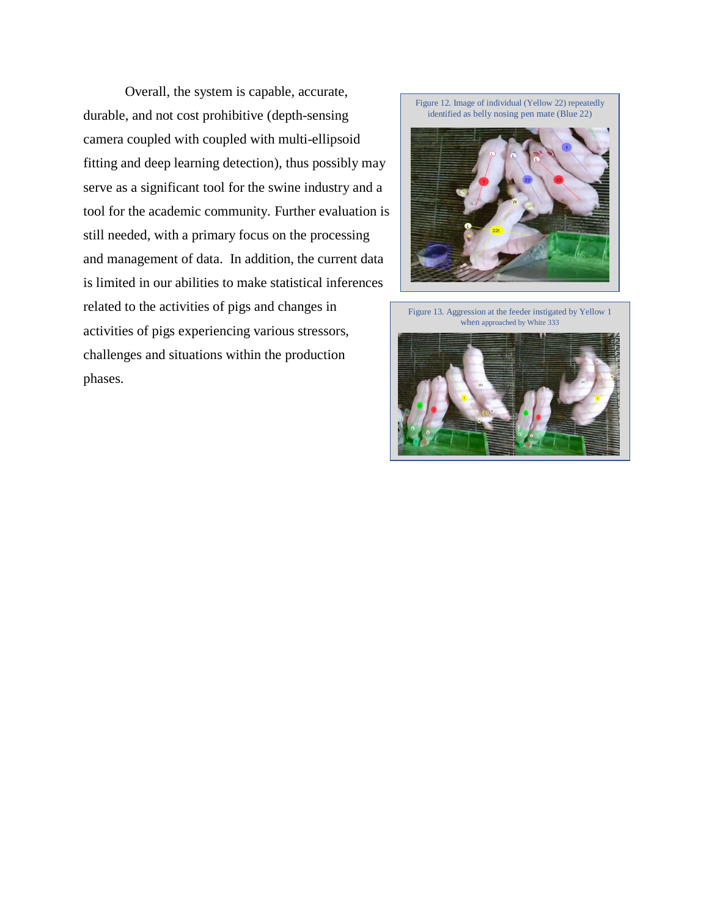Overall, the system is capable, accurate, durable, and not cost prohibitive (depth-sensing camera coupled with coupled with multi-ellipsoid fitting and deep learning detection), thus possibly may serve as a significant tool for the swine industry and a tool for the academic community. Further evaluation is still needed, with a primary focus on the processing and management of data. In addition, the current data is limited in our abilities to make statistical inferences related to the activities of pigs and changes in activities of pigs experiencing various stressors, challenges and situations within the production phases.

Figure 12. Image of individual (Yellow 22) repeatedly identified as belly nosing pen mate (Blue 22)

Figure 13. Aggression at the feeder instigated by Yellow 1 when approached by White 333